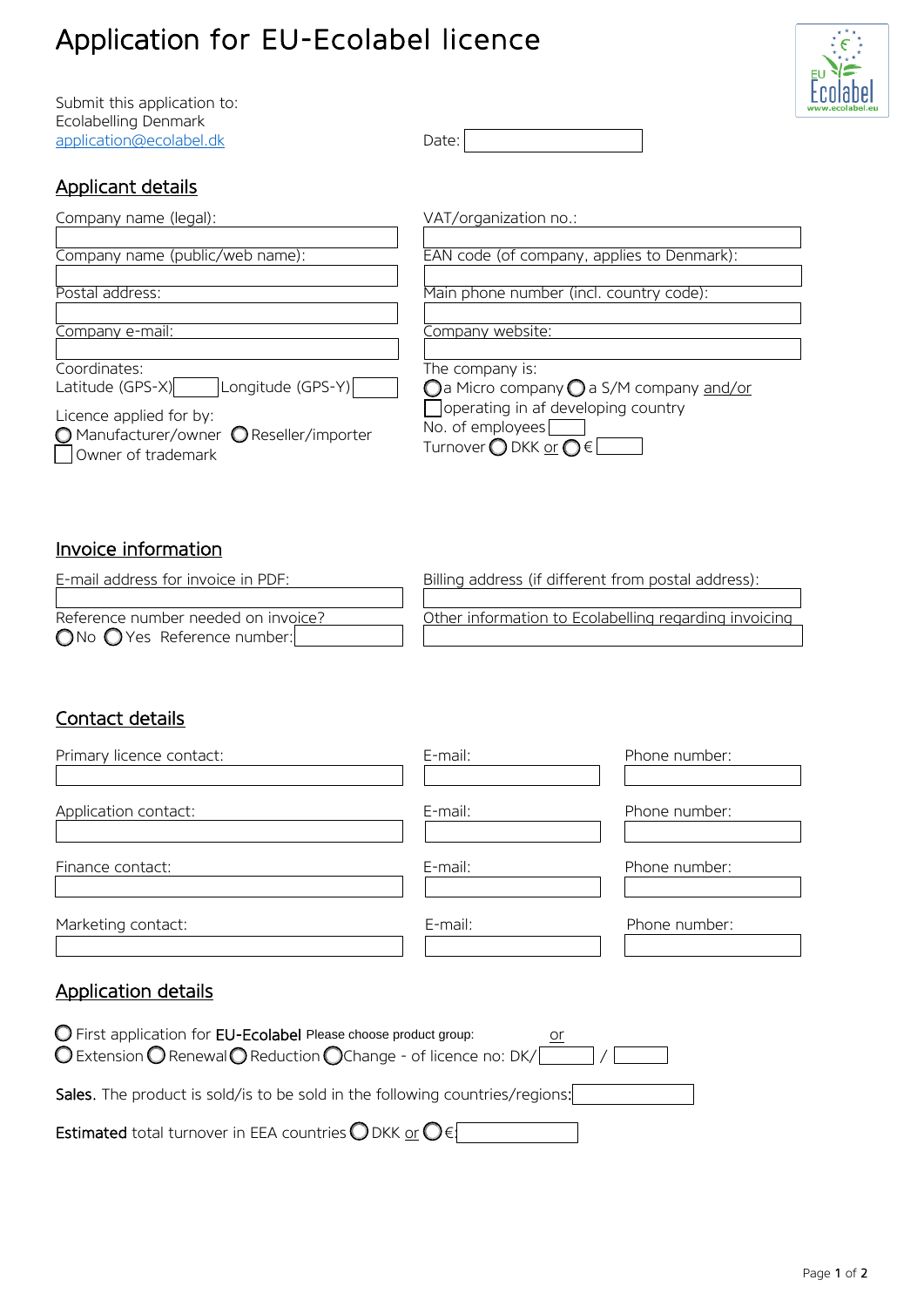# Application for EU-Ecolabel licence

Submit this application to:
Ecolabelling Denmark
application@ecolabel.dk

Date:

## Applicant details

Company name (legal):

VAT/organization no.:

Company name (public/web name):

EAN code (of company, applies to Denmark):

Postal address:

Main phone number (incl. country code):

Company e-mail:

Company website:

Coordinates:
Latitude (GPS-X) Longitude (GPS-Y)

The company is:
○ a Micro company ○ a S/M company and/or
☐ operating in af developing country
No. of employees
Turnover ○ DKK or ○ €

Licence applied for by:
○ Manufacturer/owner ○ Reseller/importer
☐ Owner of trademark

## Invoice information

E-mail address for invoice in PDF:

Billing address (if different from postal address):

Reference number needed on invoice?
○ No ○ Yes Reference number:

Other information to Ecolabelling regarding invoicing

## Contact details

| | E-mail: | Phone number: |
|---|---|---|
| Primary licence contact: | | |
| Application contact: | | |
| Finance contact: | | |
| Marketing contact: | | |

## Application details

○ First application for **EU-Ecolabel** Please choose product group: or
○ Extension ○ Renewal ○ Reduction ○ Change - of licence no: DK/ /

**Sales.** The product is sold/is to be sold in the following countries/regions:

**Estimated** total turnover in EEA countries ○ DKK or ○ €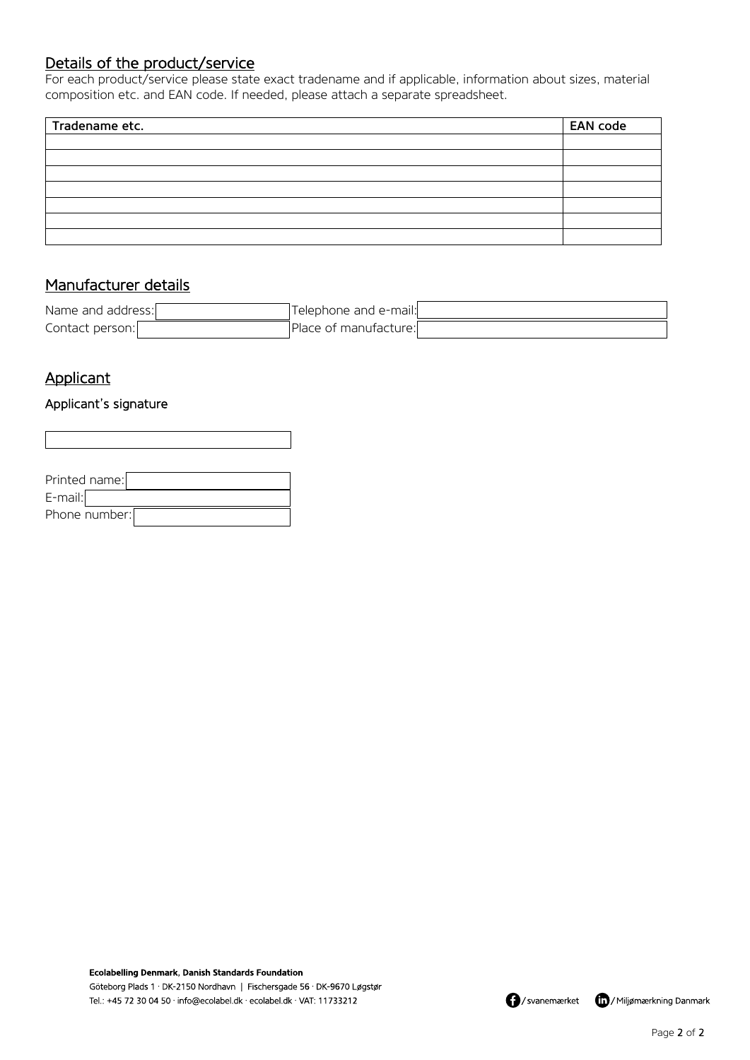## Details of the product/service

For each product/service please state exact tradename and if applicable, information about sizes, material composition etc. and EAN code. If needed, please attach a separate spreadsheet.

| Tradename etc. | EAN code |
|---|---|
| | |
| | |
| | |
| | |
| | |
| | |
| | |

## Manufacturer details

| | | | |
|---|---|---|---|
| Name and address: | | Telephone and e-mail: | |
| Contact person: | | Place of manufacture: | |

## Applicant

### Applicant's signature

| |
|---|
| |

| | |
|---|---|
| Printed name: | |
| E-mail: | |
| Phone number: | |

**Ecolabelling Denmark, Danish Standards Foundation**
Göteborg Plads 1 · DK-2150 Nordhavn | Fischersgade 56 · DK-9670 Løgstør
Tel.: +45 72 30 04 50 · info@ecolabel.dk · ecolabel.dk · VAT: 11733212

/svanemærket /Miljømærkning Danmark